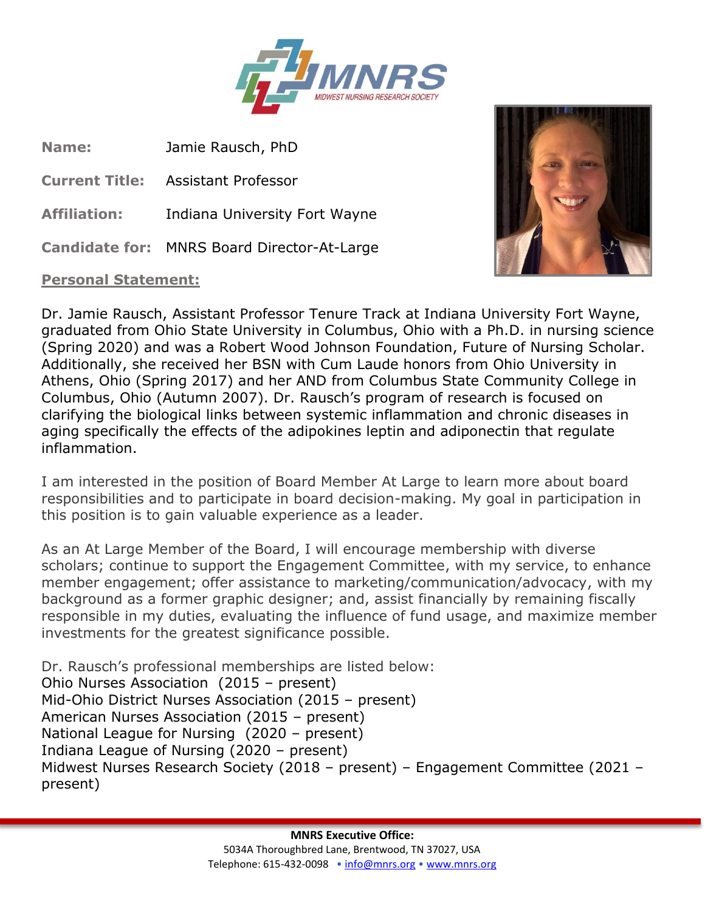**Name:** Jamie Rausch, PhD

**Current Title:** Assistant Professor

**Affiliation:** Indiana University Fort Wayne

**Candidate for:** MNRS Board Director-At-Large

**Personal Statement:**

Dr. Jamie Rausch, Assistant Professor Tenure Track at Indiana University Fort Wayne, graduated from Ohio State University in Columbus, Ohio with a Ph.D. in nursing science (Spring 2020) and was a Robert Wood Johnson Foundation, Future of Nursing Scholar. Additionally, she received her BSN with Cum Laude honors from Ohio University in Athens, Ohio (Spring 2017) and her AND from Columbus State Community College in Columbus, Ohio (Autumn 2007). Dr. Rausch's program of research is focused on clarifying the biological links between systemic inflammation and chronic diseases in aging specifically the effects of the adipokines leptin and adiponectin that regulate inflammation.

I am interested in the position of Board Member At Large to learn more about board responsibilities and to participate in board decision-making. My goal in participation in this position is to gain valuable experience as a leader.

As an At Large Member of the Board, I will encourage membership with diverse scholars; continue to support the Engagement Committee, with my service, to enhance member engagement; offer assistance to marketing/communication/advocacy, with my background as a former graphic designer; and, assist financially by remaining fiscally responsible in my duties, evaluating the influence of fund usage, and maximize member investments for the greatest significance possible.

Dr. Rausch's professional memberships are listed below:

Ohio Nurses Association (2015 – present)
Mid-Ohio District Nurses Association (2015 – present)
American Nurses Association (2015 – present)
National League for Nursing (2020 – present)
Indiana League of Nursing (2020 – present)
Midwest Nurses Research Society (2018 – present) – Engagement Committee (2021 – present)

**MNRS Executive Office:**
5034A Thoroughbred Lane, Brentwood, TN 37027, USA
Telephone: 615-432-0098 • info@mnrs.org • www.mnrs.org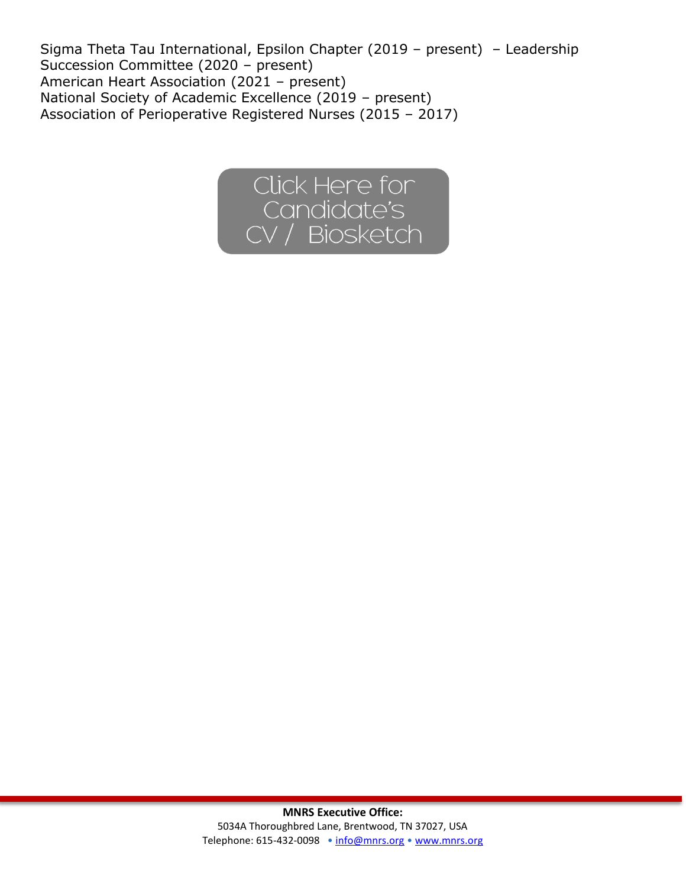Sigma Theta Tau International, Epsilon Chapter (2019 – present) – Leadership Succession Committee (2020 – present)
American Heart Association (2021 – present)
National Society of Academic Excellence (2019 – present)
Association of Perioperative Registered Nurses (2015 – 2017)

Click Here for Candidate's CV / Biosketch

**MNRS Executive Office:**
5034A Thoroughbred Lane, Brentwood, TN 37027, USA
Telephone: 615-432-0098 • info@mnrs.org • www.mnrs.org